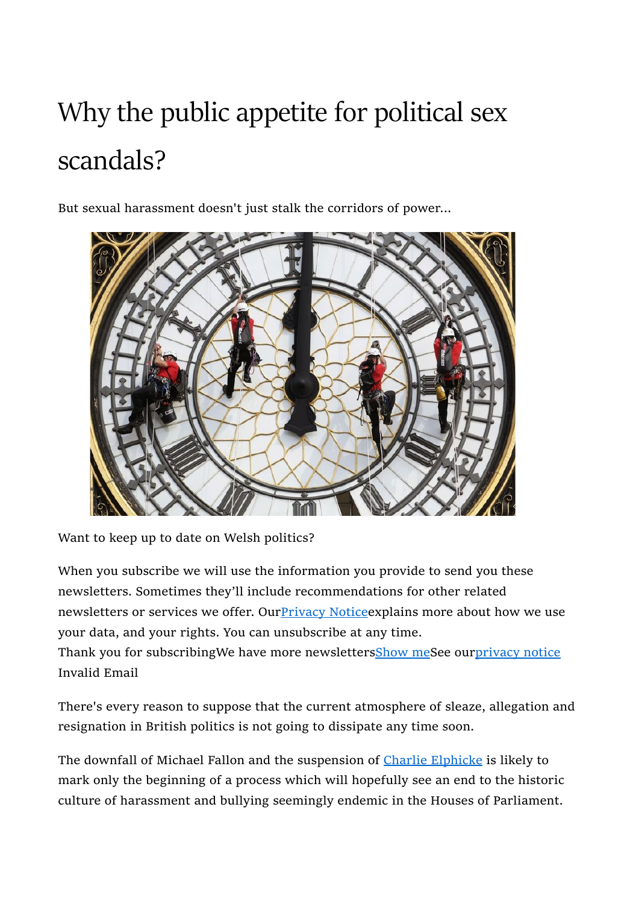# Why the public appetite for political sex scandals?

But sexual harassment doesn't just stalk the corridors of power...

Want to keep up to date on Welsh politics?

When you subscribe we will use the information you provide to send you these newsletters. Sometimes they'll include recommendations for other related newsletters or services we offer. Our[Privacy Notice]explains more about how we use your data, and your rights. You can unsubscribe at any time.
Thank you for subscribingWe have more newsletters[Show me]See our[privacy notice]
Invalid Email

There's every reason to suppose that the current atmosphere of sleaze, allegation and resignation in British politics is not going to dissipate any time soon.

The downfall of Michael Fallon and the suspension of [Charlie Elphicke] is likely to mark only the beginning of a process which will hopefully see an end to the historic culture of harassment and bullying seemingly endemic in the Houses of Parliament.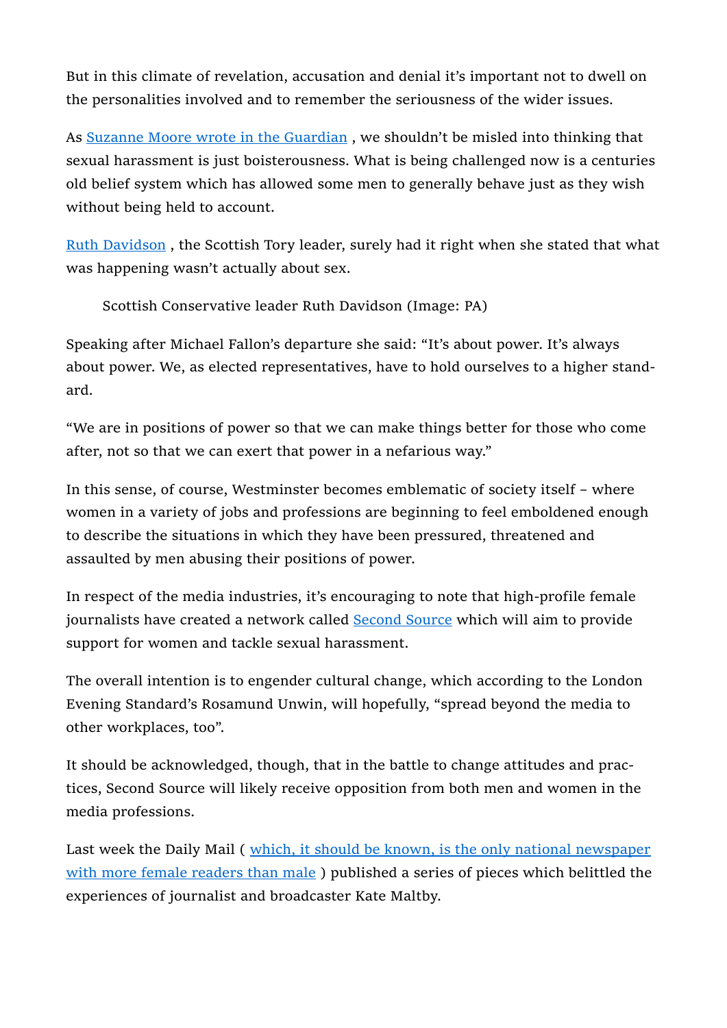But in this climate of revelation, accusation and denial it's important not to dwell on the personalities involved and to remember the seriousness of the wider issues.

As Suzanne Moore wrote in the Guardian , we shouldn't be misled into thinking that sexual harassment is just boisterousness. What is being challenged now is a centuries old belief system which has allowed some men to generally behave just as they wish without being held to account.

Ruth Davidson , the Scottish Tory leader, surely had it right when she stated that what was happening wasn't actually about sex.

Scottish Conservative leader Ruth Davidson (Image: PA)

Speaking after Michael Fallon's departure she said: "It's about power. It's always about power. We, as elected representatives, have to hold ourselves to a higher standard.

"We are in positions of power so that we can make things better for those who come after, not so that we can exert that power in a nefarious way."

In this sense, of course, Westminster becomes emblematic of society itself – where women in a variety of jobs and professions are beginning to feel emboldened enough to describe the situations in which they have been pressured, threatened and assaulted by men abusing their positions of power.

In respect of the media industries, it's encouraging to note that high-profile female journalists have created a network called Second Source which will aim to provide support for women and tackle sexual harassment.

The overall intention is to engender cultural change, which according to the London Evening Standard's Rosamund Unwin, will hopefully, "spread beyond the media to other workplaces, too".

It should be acknowledged, though, that in the battle to change attitudes and practices, Second Source will likely receive opposition from both men and women in the media professions.

Last week the Daily Mail ( which, it should be known, is the only national newspaper with more female readers than male ) published a series of pieces which belittled the experiences of journalist and broadcaster Kate Maltby.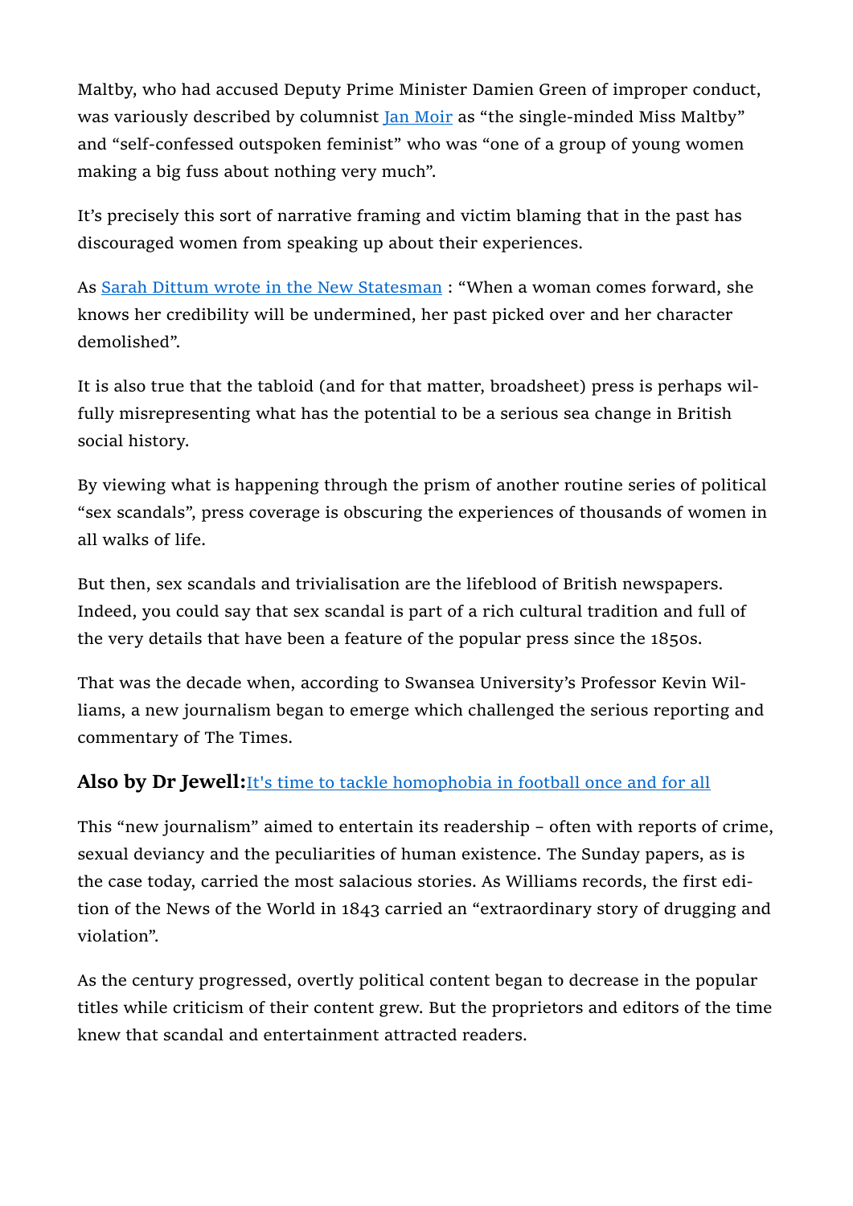Maltby, who had accused Deputy Prime Minister Damien Green of improper conduct, was variously described by columnist [Jan Moir](#) as "the single-minded Miss Maltby" and "self-confessed outspoken feminist" who was "one of a group of young women making a big fuss about nothing very much".

It's precisely this sort of narrative framing and victim blaming that in the past has discouraged women from speaking up about their experiences.

As [Sarah Dittum wrote in the New Statesman](#) : "When a woman comes forward, she knows her credibility will be undermined, her past picked over and her character demolished".

It is also true that the tabloid (and for that matter, broadsheet) press is perhaps wilfully misrepresenting what has the potential to be a serious sea change in British social history.

By viewing what is happening through the prism of another routine series of political "sex scandals", press coverage is obscuring the experiences of thousands of women in all walks of life.

But then, sex scandals and trivialisation are the lifeblood of British newspapers. Indeed, you could say that sex scandal is part of a rich cultural tradition and full of the very details that have been a feature of the popular press since the 1850s.

That was the decade when, according to Swansea University's Professor Kevin Williams, a new journalism began to emerge which challenged the serious reporting and commentary of The Times.

**Also by Dr Jewell:** [It's time to tackle homophobia in football once and for all](#)

This "new journalism" aimed to entertain its readership – often with reports of crime, sexual deviancy and the peculiarities of human existence. The Sunday papers, as is the case today, carried the most salacious stories. As Williams records, the first edition of the News of the World in 1843 carried an "extraordinary story of drugging and violation".

As the century progressed, overtly political content began to decrease in the popular titles while criticism of their content grew. But the proprietors and editors of the time knew that scandal and entertainment attracted readers.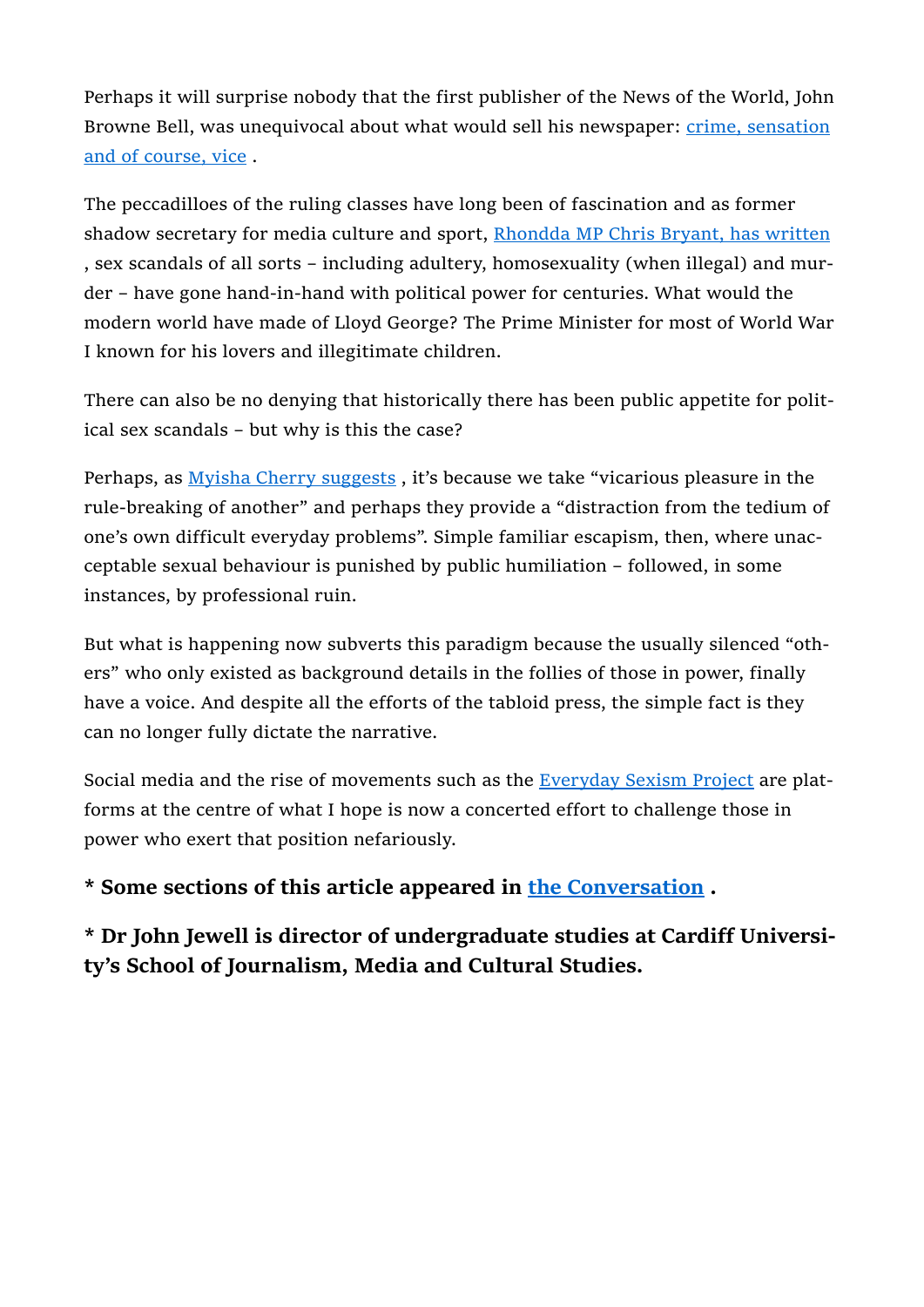Perhaps it will surprise nobody that the first publisher of the News of the World, John Browne Bell, was unequivocal about what would sell his newspaper: crime, sensation and of course, vice .

The peccadilloes of the ruling classes have long been of fascination and as former shadow secretary for media culture and sport, Rhondda MP Chris Bryant, has written , sex scandals of all sorts – including adultery, homosexuality (when illegal) and murder – have gone hand-in-hand with political power for centuries. What would the modern world have made of Lloyd George? The Prime Minister for most of World War I known for his lovers and illegitimate children.

There can also be no denying that historically there has been public appetite for political sex scandals – but why is this the case?

Perhaps, as Myisha Cherry suggests , it's because we take "vicarious pleasure in the rule-breaking of another" and perhaps they provide a "distraction from the tedium of one's own difficult everyday problems". Simple familiar escapism, then, where unacceptable sexual behaviour is punished by public humiliation – followed, in some instances, by professional ruin.

But what is happening now subverts this paradigm because the usually silenced "others" who only existed as background details in the follies of those in power, finally have a voice. And despite all the efforts of the tabloid press, the simple fact is they can no longer fully dictate the narrative.

Social media and the rise of movements such as the Everyday Sexism Project are platforms at the centre of what I hope is now a concerted effort to challenge those in power who exert that position nefariously.

**\* Some sections of this article appeared in the Conversation .**

**\* Dr John Jewell is director of undergraduate studies at Cardiff University's School of Journalism, Media and Cultural Studies.**